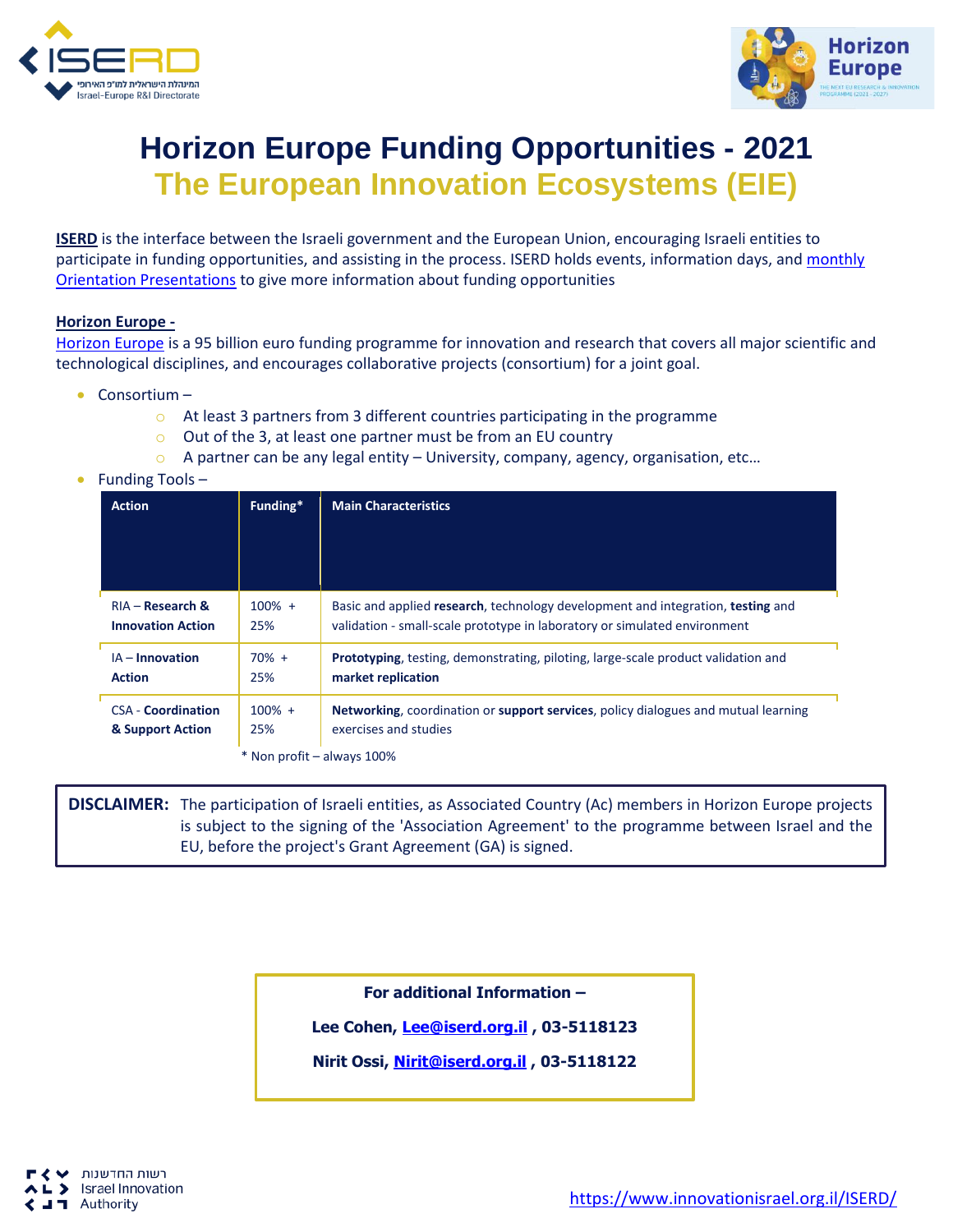# Horizon Europe Funding Opportunities - 2021

## The European Innovation Ecosystems (EIE)

**ISERD** is the interface between the Israeli government and the European Union, encouraging Israeli entities to participate in funding opportunities, and assisting in the process. ISERD holds events, information days, and monthly Orientation Presentations to give more information about funding opportunities

**Horizon Europe -**

Horizon Europe is a 95 billion euro funding programme for innovation and research that covers all major scientific and technological disciplines, and encourages collaborative projects (consortium) for a joint goal.

- Consortium –
  - At least 3 partners from 3 different countries participating in the programme
  - Out of the 3, at least one partner must be from an EU country
  - A partner can be any legal entity – University, company, agency, organisation, etc…
- Funding Tools –

| Action | Funding* | Main Characteristics |
|---|---|---|
| RIA – **Research & Innovation Action** | 100% + 25% | Basic and applied **research**, technology development and integration, **testing** and validation - small-scale prototype in laboratory or simulated environment |
| IA – **Innovation Action** | 70% + 25% | **Prototyping**, testing, demonstrating, piloting, large-scale product validation and **market replication** |
| CSA - **Coordination & Support Action** | 100% + 25% | **Networking**, coordination or **support services**, policy dialogues and mutual learning exercises and studies |

\* Non profit – always 100%

**DISCLAIMER:** The participation of Israeli entities, as Associated Country (Ac) members in Horizon Europe projects is subject to the signing of the 'Association Agreement' to the programme between Israel and the EU, before the project's Grant Agreement (GA) is signed.

**For additional Information –**

**Lee Cohen, Lee@iserd.org.il , 03-5118123**

**Nirit Ossi, Nirit@iserd.org.il , 03-5118122**

https://www.innovationisrael.org.il/ISERD/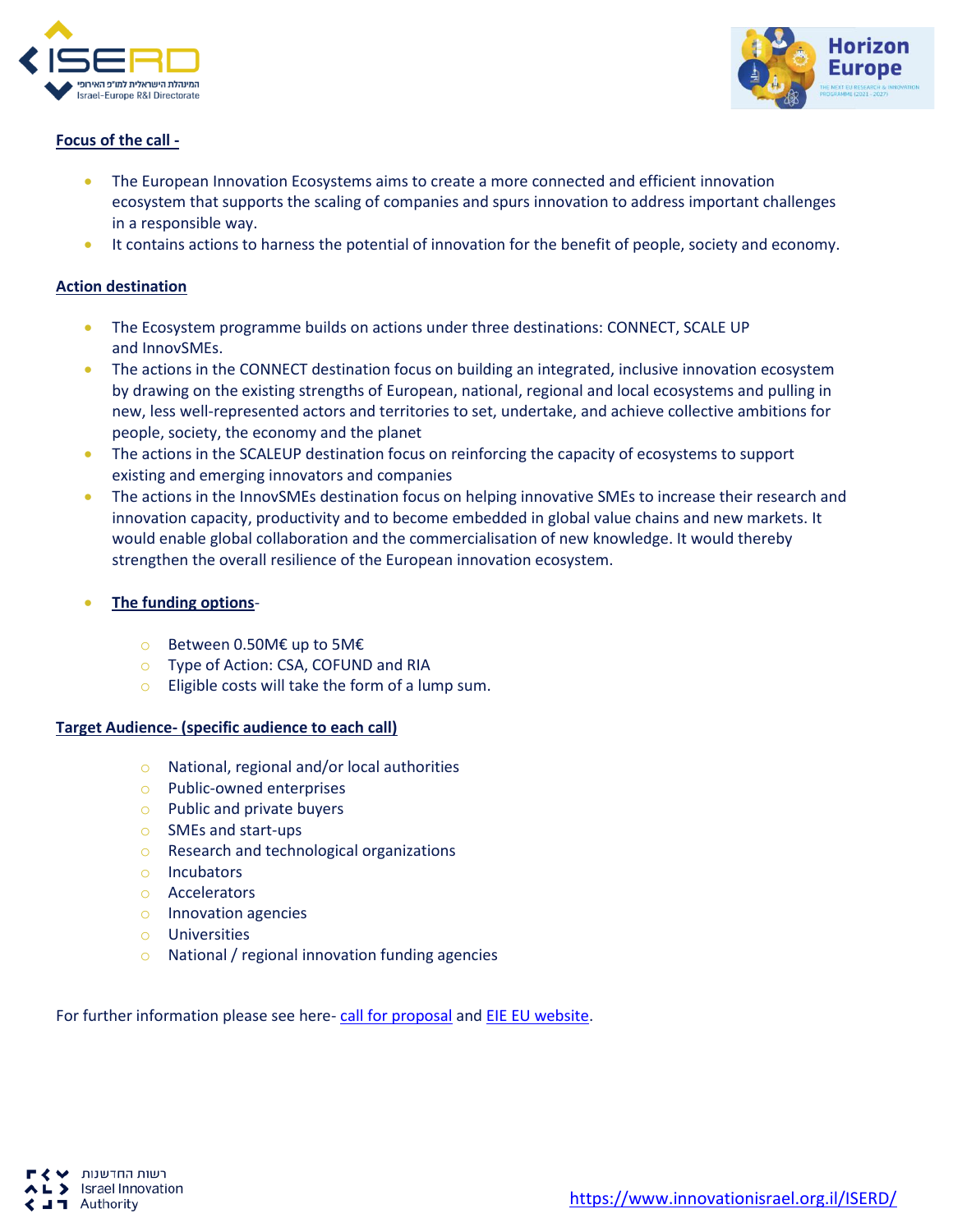**Focus of the call -**

- The European Innovation Ecosystems aims to create a more connected and efficient innovation ecosystem that supports the scaling of companies and spurs innovation to address important challenges in a responsible way.
- It contains actions to harness the potential of innovation for the benefit of people, society and economy.

**Action destination**

- The Ecosystem programme builds on actions under three destinations: CONNECT, SCALE UP and InnovSMEs.
- The actions in the CONNECT destination focus on building an integrated, inclusive innovation ecosystem by drawing on the existing strengths of European, national, regional and local ecosystems and pulling in new, less well-represented actors and territories to set, undertake, and achieve collective ambitions for people, society, the economy and the planet
- The actions in the SCALEUP destination focus on reinforcing the capacity of ecosystems to support existing and emerging innovators and companies
- The actions in the InnovSMEs destination focus on helping innovative SMEs to increase their research and innovation capacity, productivity and to become embedded in global value chains and new markets. It would enable global collaboration and the commercialisation of new knowledge. It would thereby strengthen the overall resilience of the European innovation ecosystem.

- **The funding options**-
  - Between 0.50M€ up to 5M€
  - Type of Action: CSA, COFUND and RIA
  - Eligible costs will take the form of a lump sum.

**Target Audience- (specific audience to each call)**

- National, regional and/or local authorities
- Public-owned enterprises
- Public and private buyers
- SMEs and start-ups
- Research and technological organizations
- Incubators
- Accelerators
- Innovation agencies
- Universities
- National / regional innovation funding agencies

For further information please see here- call for proposal and EIE EU website.

https://www.innovationisrael.org.il/ISERD/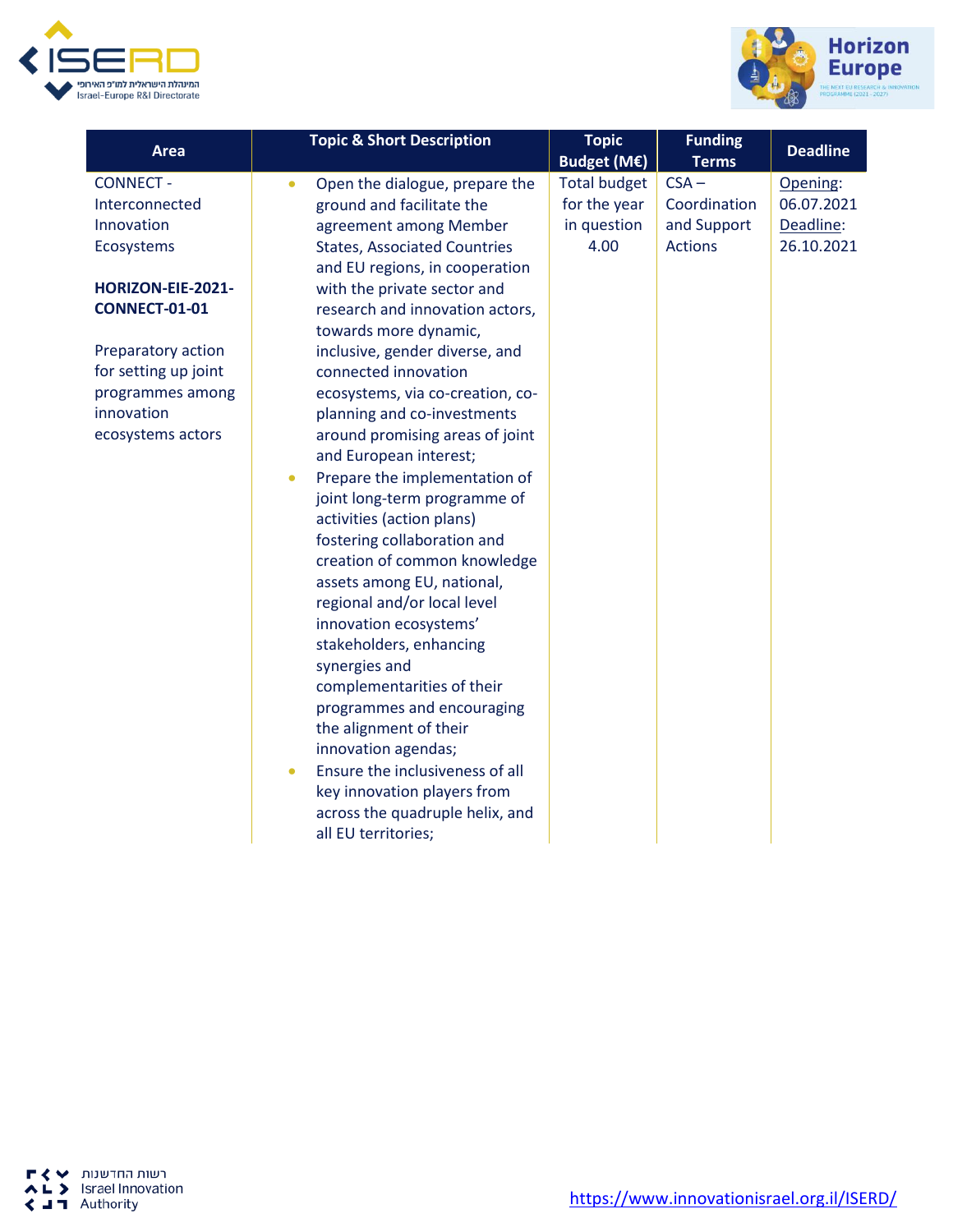| Area | Topic & Short Description | Topic Budget (M€) | Funding Terms | Deadline |
|---|---|---|---|---|
| CONNECT - Interconnected Innovation Ecosystems<br><br>**HORIZON-EIE-2021-CONNECT-01-01**<br><br>Preparatory action for setting up joint programmes among innovation ecosystems actors | • Open the dialogue, prepare the ground and facilitate the agreement among Member States, Associated Countries and EU regions, in cooperation with the private sector and research and innovation actors, towards more dynamic, inclusive, gender diverse, and connected innovation ecosystems, via co-creation, co-planning and co-investments around promising areas of joint and European interest;<br>• Prepare the implementation of joint long-term programme of activities (action plans) fostering collaboration and creation of common knowledge assets among EU, national, regional and/or local level innovation ecosystems' stakeholders, enhancing synergies and complementarities of their programmes and encouraging the alignment of their innovation agendas;<br>• Ensure the inclusiveness of all key innovation players from across the quadruple helix, and all EU territories; | Total budget for the year in question 4.00 | CSA – Coordination and Support Actions | Opening: 06.07.2021<br>Deadline: 26.10.2021 |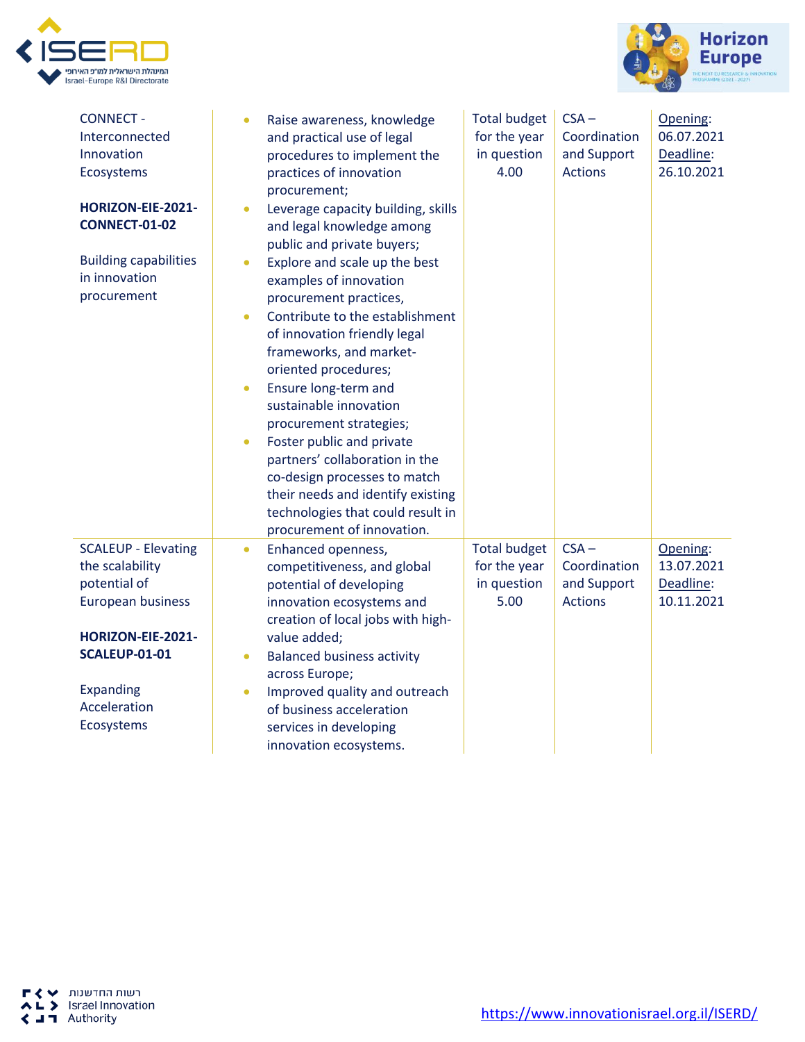| | | | | |
|---|---|---|---|---|
| CONNECT - Interconnected Innovation Ecosystems<br><br>**HORIZON-EIE-2021-CONNECT-01-02**<br><br>Building capabilities in innovation procurement | • Raise awareness, knowledge and practical use of legal procedures to implement the practices of innovation procurement;<br>• Leverage capacity building, skills and legal knowledge among public and private buyers;<br>• Explore and scale up the best examples of innovation procurement practices,<br>• Contribute to the establishment of innovation friendly legal frameworks, and market-oriented procedures;<br>• Ensure long-term and sustainable innovation procurement strategies;<br>• Foster public and private partners' collaboration in the co-design processes to match their needs and identify existing technologies that could result in procurement of innovation. | Total budget for the year in question 4.00 | CSA – Coordination and Support Actions | Opening: 06.07.2021<br>Deadline: 26.10.2021 |
| SCALEUP - Elevating the scalability potential of European business<br><br>**HORIZON-EIE-2021-SCALEUP-01-01**<br><br>Expanding Acceleration Ecosystems | • Enhanced openness, competitiveness, and global potential of developing innovation ecosystems and creation of local jobs with high-value added;<br>• Balanced business activity across Europe;<br>• Improved quality and outreach of business acceleration services in developing innovation ecosystems. | Total budget for the year in question 5.00 | CSA – Coordination and Support Actions | Opening: 13.07.2021<br>Deadline: 10.11.2021 |

https://www.innovationisrael.org.il/ISERD/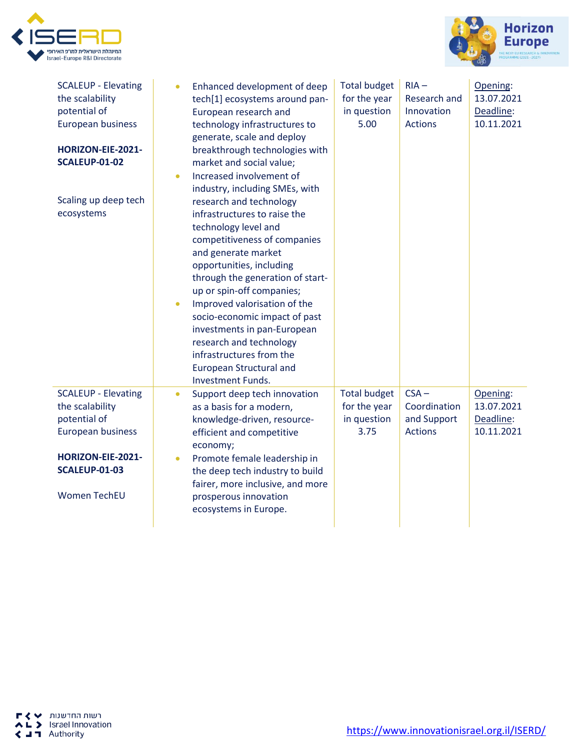| | | | | |
|---|---|---|---|---|
| SCALEUP - Elevating the scalability potential of European business<br><br>**HORIZON-EIE-2021-SCALEUP-01-02**<br><br>Scaling up deep tech ecosystems | • Enhanced development of deep tech[1] ecosystems around pan-European research and technology infrastructures to generate, scale and deploy breakthrough technologies with market and social value;<br>• Increased involvement of industry, including SMEs, with research and technology infrastructures to raise the technology level and competitiveness of companies and generate market opportunities, including through the generation of start-up or spin-off companies;<br>• Improved valorisation of the socio-economic impact of past investments in pan-European research and technology infrastructures from the European Structural and Investment Funds. | Total budget for the year in question 5.00 | RIA – Research and Innovation Actions | Opening: 13.07.2021<br>Deadline: 10.11.2021 |
| SCALEUP - Elevating the scalability potential of European business<br><br>**HORIZON-EIE-2021-SCALEUP-01-03**<br><br>Women TechEU | • Support deep tech innovation as a basis for a modern, knowledge-driven, resource-efficient and competitive economy;<br>• Promote female leadership in the deep tech industry to build fairer, more inclusive, and more prosperous innovation ecosystems in Europe. | Total budget for the year in question 3.75 | CSA – Coordination and Support Actions | Opening: 13.07.2021<br>Deadline: 10.11.2021 |